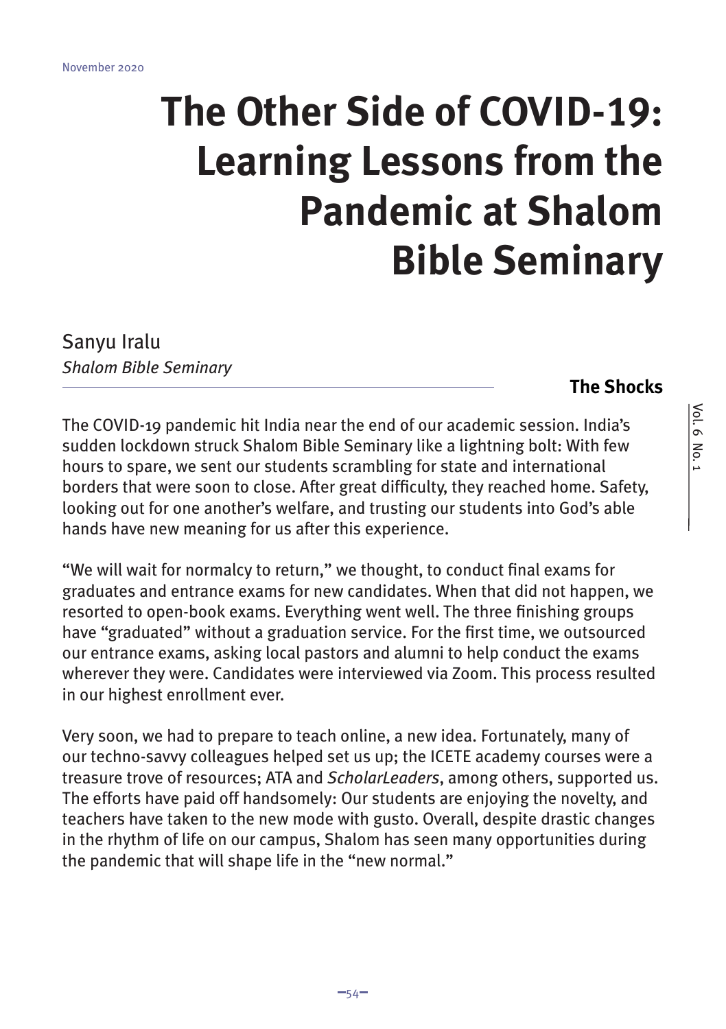# The Other Side of COVID-19: Learning Lessons from the Pandemic at Shalom Bible Seminary

Sanyu Iralu
*Shalom Bible Seminary*

## The Shocks

The COVID-19 pandemic hit India near the end of our academic session. India's sudden lockdown struck Shalom Bible Seminary like a lightning bolt: With few hours to spare, we sent our students scrambling for state and international borders that were soon to close. After great difficulty, they reached home. Safety, looking out for one another's welfare, and trusting our students into God's able hands have new meaning for us after this experience.

"We will wait for normalcy to return," we thought, to conduct final exams for graduates and entrance exams for new candidates. When that did not happen, we resorted to open-book exams. Everything went well. The three finishing groups have "graduated" without a graduation service. For the first time, we outsourced our entrance exams, asking local pastors and alumni to help conduct the exams wherever they were. Candidates were interviewed via Zoom. This process resulted in our highest enrollment ever.

Very soon, we had to prepare to teach online, a new idea. Fortunately, many of our techno-savvy colleagues helped set us up; the ICETE academy courses were a treasure trove of resources; ATA and *ScholarLeaders*, among others, supported us. The efforts have paid off handsomely: Our students are enjoying the novelty, and teachers have taken to the new mode with gusto. Overall, despite drastic changes in the rhythm of life on our campus, Shalom has seen many opportunities during the pandemic that will shape life in the "new normal."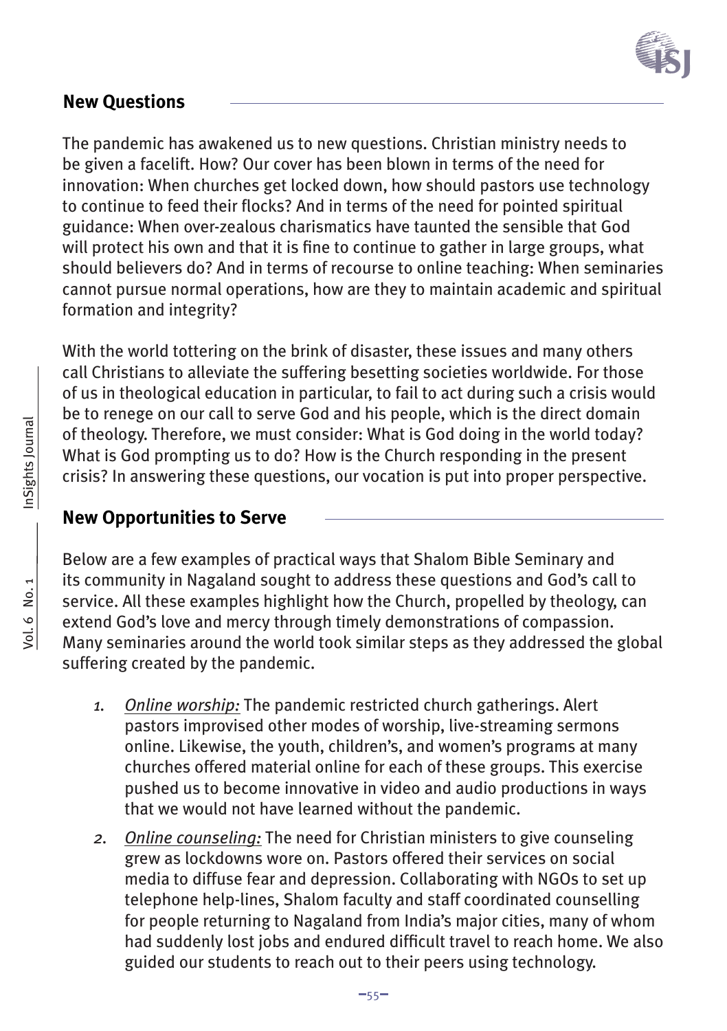## New Questions

The pandemic has awakened us to new questions. Christian ministry needs to be given a facelift. How? Our cover has been blown in terms of the need for innovation: When churches get locked down, how should pastors use technology to continue to feed their flocks? And in terms of the need for pointed spiritual guidance: When over-zealous charismatics have taunted the sensible that God will protect his own and that it is fine to continue to gather in large groups, what should believers do? And in terms of recourse to online teaching: When seminaries cannot pursue normal operations, how are they to maintain academic and spiritual formation and integrity?

With the world tottering on the brink of disaster, these issues and many others call Christians to alleviate the suffering besetting societies worldwide. For those of us in theological education in particular, to fail to act during such a crisis would be to renege on our call to serve God and his people, which is the direct domain of theology. Therefore, we must consider: What is God doing in the world today? What is God prompting us to do? How is the Church responding in the present crisis? In answering these questions, our vocation is put into proper perspective.

## New Opportunities to Serve

Below are a few examples of practical ways that Shalom Bible Seminary and its community in Nagaland sought to address these questions and God's call to service. All these examples highlight how the Church, propelled by theology, can extend God's love and mercy through timely demonstrations of compassion. Many seminaries around the world took similar steps as they addressed the global suffering created by the pandemic.

1. *Online worship:* The pandemic restricted church gatherings. Alert pastors improvised other modes of worship, live-streaming sermons online. Likewise, the youth, children's, and women's programs at many churches offered material online for each of these groups. This exercise pushed us to become innovative in video and audio productions in ways that we would not have learned without the pandemic.
2. *Online counseling:* The need for Christian ministers to give counseling grew as lockdowns wore on. Pastors offered their services on social media to diffuse fear and depression. Collaborating with NGOs to set up telephone help-lines, Shalom faculty and staff coordinated counselling for people returning to Nagaland from India's major cities, many of whom had suddenly lost jobs and endured difficult travel to reach home. We also guided our students to reach out to their peers using technology.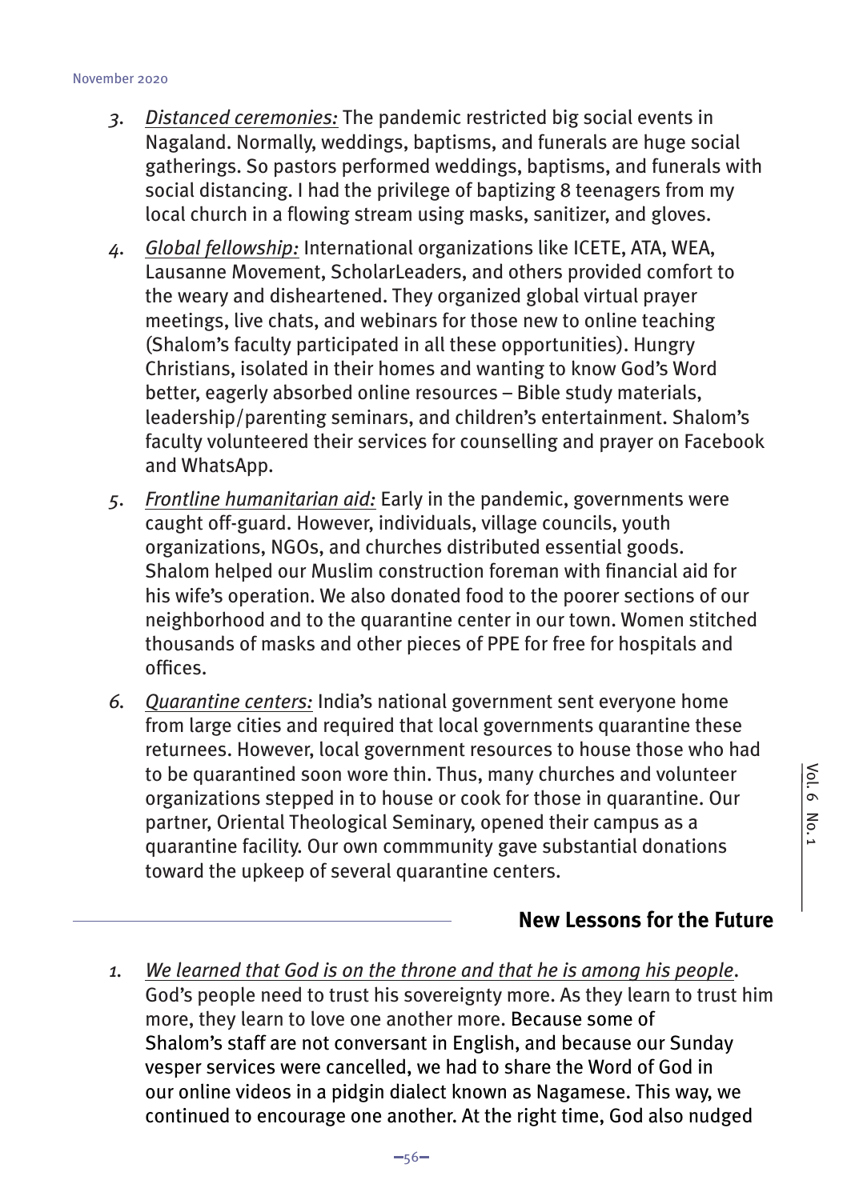3. *Distanced ceremonies:* The pandemic restricted big social events in Nagaland. Normally, weddings, baptisms, and funerals are huge social gatherings. So pastors performed weddings, baptisms, and funerals with social distancing. I had the privilege of baptizing 8 teenagers from my local church in a flowing stream using masks, sanitizer, and gloves.

4. *Global fellowship:* International organizations like ICETE, ATA, WEA, Lausanne Movement, ScholarLeaders, and others provided comfort to the weary and disheartened. They organized global virtual prayer meetings, live chats, and webinars for those new to online teaching (Shalom's faculty participated in all these opportunities). Hungry Christians, isolated in their homes and wanting to know God's Word better, eagerly absorbed online resources – Bible study materials, leadership/parenting seminars, and children's entertainment. Shalom's faculty volunteered their services for counselling and prayer on Facebook and WhatsApp.

5. *Frontline humanitarian aid:* Early in the pandemic, governments were caught off-guard. However, individuals, village councils, youth organizations, NGOs, and churches distributed essential goods. Shalom helped our Muslim construction foreman with financial aid for his wife's operation. We also donated food to the poorer sections of our neighborhood and to the quarantine center in our town. Women stitched thousands of masks and other pieces of PPE for free for hospitals and offices.

6. *Quarantine centers:* India's national government sent everyone home from large cities and required that local governments quarantine these returnees. However, local government resources to house those who had to be quarantined soon wore thin. Thus, many churches and volunteer organizations stepped in to house or cook for those in quarantine. Our partner, Oriental Theological Seminary, opened their campus as a quarantine facility. Our own commmunity gave substantial donations toward the upkeep of several quarantine centers.

## New Lessons for the Future

1. *We learned that God is on the throne and that he is among his people.* God's people need to trust his sovereignty more. As they learn to trust him more, they learn to love one another more. Because some of Shalom's staff are not conversant in English, and because our Sunday vesper services were cancelled, we had to share the Word of God in our online videos in a pidgin dialect known as Nagamese. This way, we continued to encourage one another. At the right time, God also nudged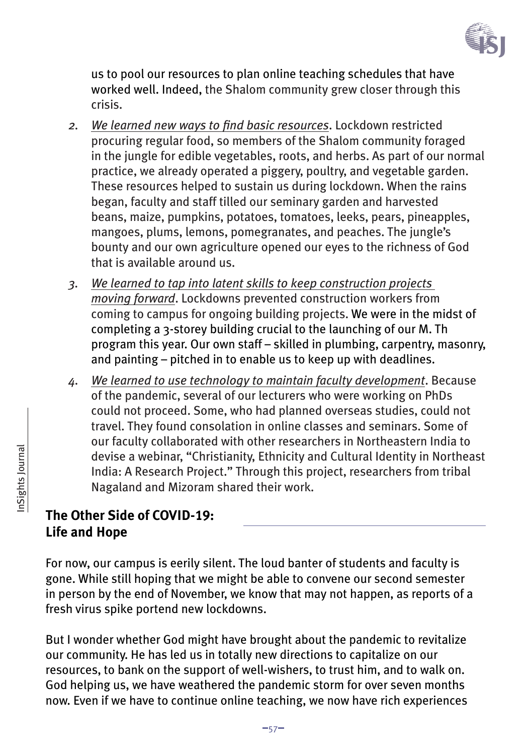us to pool our resources to plan online teaching schedules that have worked well. Indeed, the Shalom community grew closer through this crisis.

2. *We learned new ways to find basic resources*. Lockdown restricted procuring regular food, so members of the Shalom community foraged in the jungle for edible vegetables, roots, and herbs. As part of our normal practice, we already operated a piggery, poultry, and vegetable garden. These resources helped to sustain us during lockdown. When the rains began, faculty and staff tilled our seminary garden and harvested beans, maize, pumpkins, potatoes, tomatoes, leeks, pears, pineapples, mangoes, plums, lemons, pomegranates, and peaches. The jungle's bounty and our own agriculture opened our eyes to the richness of God that is available around us.
3. *We learned to tap into latent skills to keep construction projects moving forward*. Lockdowns prevented construction workers from coming to campus for ongoing building projects. We were in the midst of completing a 3-storey building crucial to the launching of our M. Th program this year. Our own staff – skilled in plumbing, carpentry, masonry, and painting – pitched in to enable us to keep up with deadlines.
4. *We learned to use technology to maintain faculty development*. Because of the pandemic, several of our lecturers who were working on PhDs could not proceed. Some, who had planned overseas studies, could not travel. They found consolation in online classes and seminars. Some of our faculty collaborated with other researchers in Northeastern India to devise a webinar, "Christianity, Ethnicity and Cultural Identity in Northeast India: A Research Project." Through this project, researchers from tribal Nagaland and Mizoram shared their work.

## The Other Side of COVID-19: Life and Hope

For now, our campus is eerily silent. The loud banter of students and faculty is gone. While still hoping that we might be able to convene our second semester in person by the end of November, we know that may not happen, as reports of a fresh virus spike portend new lockdowns.

But I wonder whether God might have brought about the pandemic to revitalize our community. He has led us in totally new directions to capitalize on our resources, to bank on the support of well-wishers, to trust him, and to walk on. God helping us, we have weathered the pandemic storm for over seven months now. Even if we have to continue online teaching, we now have rich experiences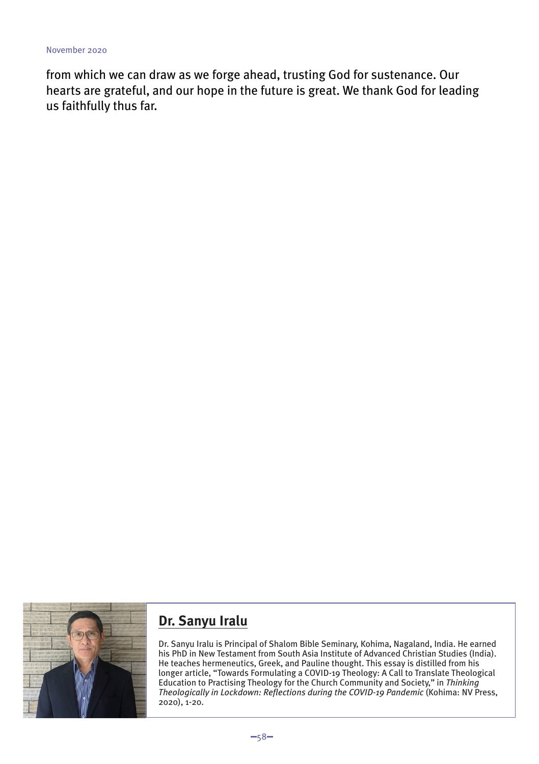from which we can draw as we forge ahead, trusting God for sustenance. Our hearts are grateful, and our hope in the future is great. We thank God for leading us faithfully thus far.

## Dr. Sanyu Iralu

Dr. Sanyu Iralu is Principal of Shalom Bible Seminary, Kohima, Nagaland, India. He earned his PhD in New Testament from South Asia Institute of Advanced Christian Studies (India). He teaches hermeneutics, Greek, and Pauline thought. This essay is distilled from his longer article, "Towards Formulating a COVID-19 Theology: A Call to Translate Theological Education to Practising Theology for the Church Community and Society," in *Thinking Theologically in Lockdown: Reflections during the COVID-19 Pandemic* (Kohima: NV Press, 2020), 1-20.